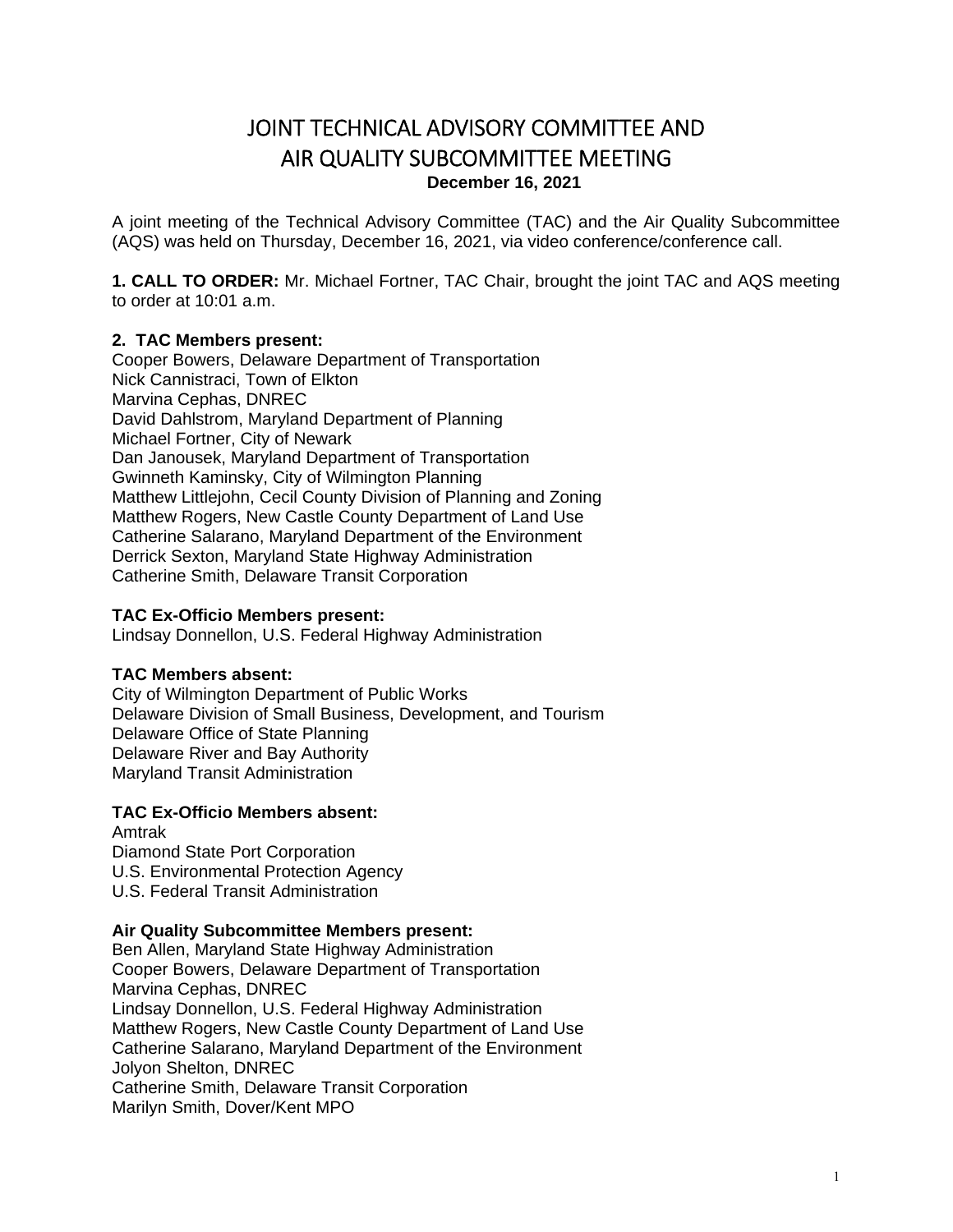# JOINT TECHNICAL ADVISORY COMMITTEE AND AIR QUALITY SUBCOMMITTEE MEETING

**December 16, 2021**

A joint meeting of the Technical Advisory Committee (TAC) and the Air Quality Subcommittee (AQS) was held on Thursday, December 16, 2021, via video conference/conference call.

**1. CALL TO ORDER:** Mr. Michael Fortner, TAC Chair, brought the joint TAC and AQS meeting to order at 10:01 a.m.

**2. TAC Members present:**
Cooper Bowers, Delaware Department of Transportation
Nick Cannistraci, Town of Elkton
Marvina Cephas, DNREC
David Dahlstrom, Maryland Department of Planning
Michael Fortner, City of Newark
Dan Janousek, Maryland Department of Transportation
Gwinneth Kaminsky, City of Wilmington Planning
Matthew Littlejohn, Cecil County Division of Planning and Zoning
Matthew Rogers, New Castle County Department of Land Use
Catherine Salarano, Maryland Department of the Environment
Derrick Sexton, Maryland State Highway Administration
Catherine Smith, Delaware Transit Corporation

**TAC Ex-Officio Members present:**
Lindsay Donnellon, U.S. Federal Highway Administration

**TAC Members absent:**
City of Wilmington Department of Public Works
Delaware Division of Small Business, Development, and Tourism
Delaware Office of State Planning
Delaware River and Bay Authority
Maryland Transit Administration

**TAC Ex-Officio Members absent:**
Amtrak
Diamond State Port Corporation
U.S. Environmental Protection Agency
U.S. Federal Transit Administration

**Air Quality Subcommittee Members present:**
Ben Allen, Maryland State Highway Administration
Cooper Bowers, Delaware Department of Transportation
Marvina Cephas, DNREC
Lindsay Donnellon, U.S. Federal Highway Administration
Matthew Rogers, New Castle County Department of Land Use
Catherine Salarano, Maryland Department of the Environment
Jolyon Shelton, DNREC
Catherine Smith, Delaware Transit Corporation
Marilyn Smith, Dover/Kent MPO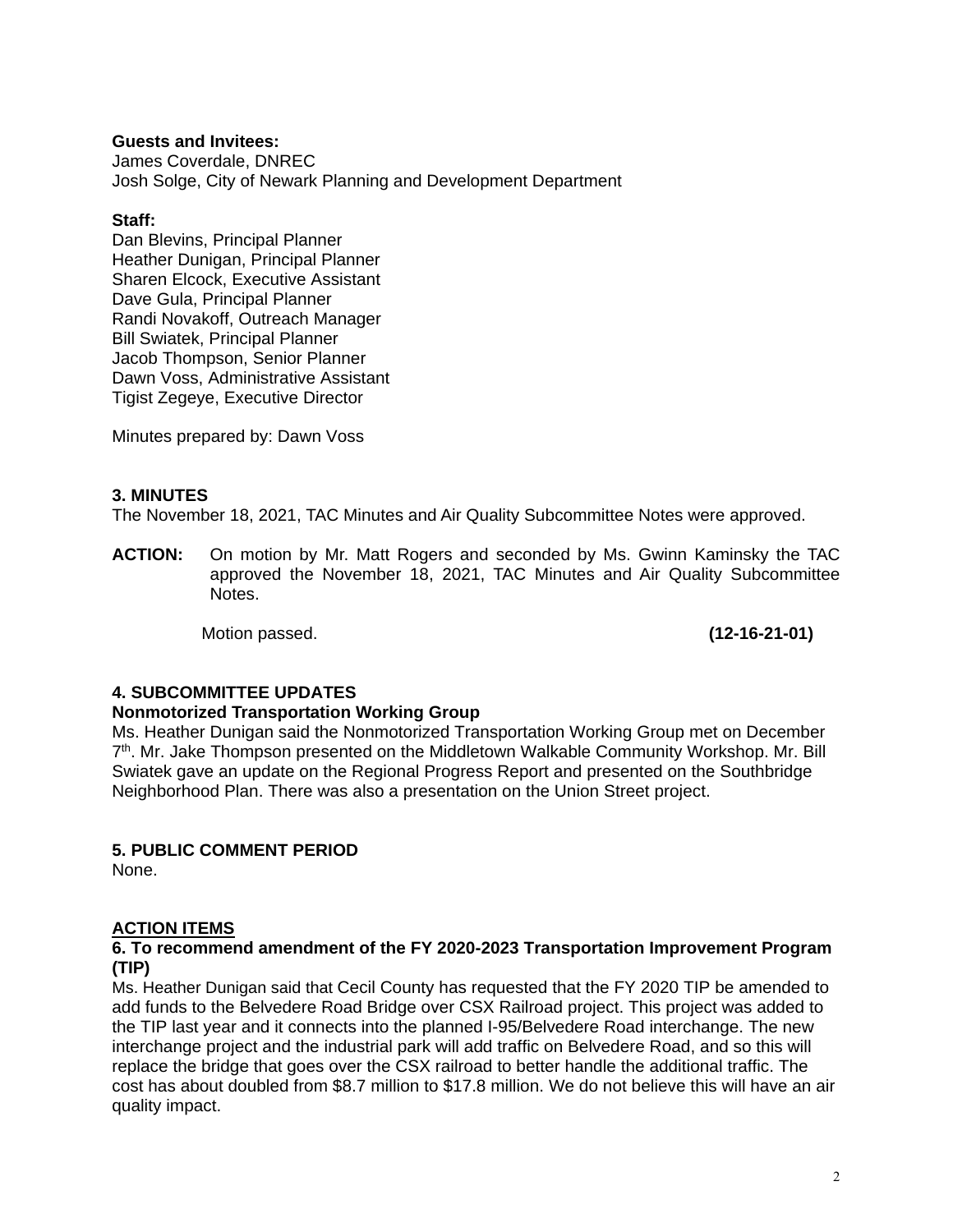**Guests and Invitees:**
James Coverdale, DNREC
Josh Solge, City of Newark Planning and Development Department

**Staff:**
Dan Blevins, Principal Planner
Heather Dunigan, Principal Planner
Sharen Elcock, Executive Assistant
Dave Gula, Principal Planner
Randi Novakoff, Outreach Manager
Bill Swiatek, Principal Planner
Jacob Thompson, Senior Planner
Dawn Voss, Administrative Assistant
Tigist Zegeye, Executive Director

Minutes prepared by: Dawn Voss

**3. MINUTES**
The November 18, 2021, TAC Minutes and Air Quality Subcommittee Notes were approved.

**ACTION:** On motion by Mr. Matt Rogers and seconded by Ms. Gwinn Kaminsky the TAC approved the November 18, 2021, TAC Minutes and Air Quality Subcommittee Notes.

Motion passed. **(12-16-21-01)**

**4. SUBCOMMITTEE UPDATES**
**Nonmotorized Transportation Working Group**
Ms. Heather Dunigan said the Nonmotorized Transportation Working Group met on December 7th. Mr. Jake Thompson presented on the Middletown Walkable Community Workshop. Mr. Bill Swiatek gave an update on the Regional Progress Report and presented on the Southbridge Neighborhood Plan. There was also a presentation on the Union Street project.

**5. PUBLIC COMMENT PERIOD**
None.

**ACTION ITEMS**
**6. To recommend amendment of the FY 2020-2023 Transportation Improvement Program (TIP)**
Ms. Heather Dunigan said that Cecil County has requested that the FY 2020 TIP be amended to add funds to the Belvedere Road Bridge over CSX Railroad project. This project was added to the TIP last year and it connects into the planned I-95/Belvedere Road interchange. The new interchange project and the industrial park will add traffic on Belvedere Road, and so this will replace the bridge that goes over the CSX railroad to better handle the additional traffic. The cost has about doubled from $8.7 million to $17.8 million. We do not believe this will have an air quality impact.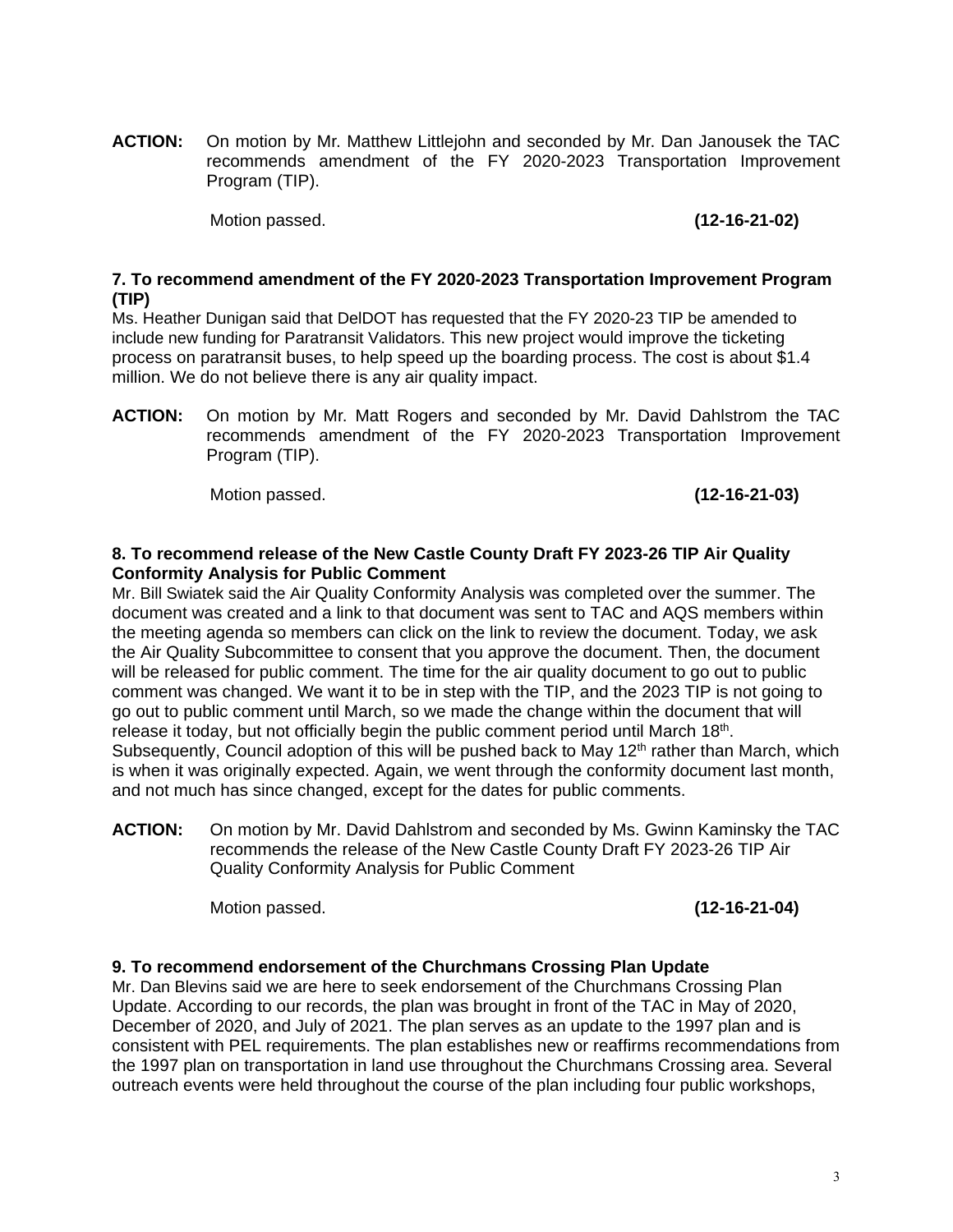**ACTION:** On motion by Mr. Matthew Littlejohn and seconded by Mr. Dan Janousek the TAC recommends amendment of the FY 2020-2023 Transportation Improvement Program (TIP).

Motion passed. **(12-16-21-02)**

**7. To recommend amendment of the FY 2020-2023 Transportation Improvement Program (TIP)**

Ms. Heather Dunigan said that DelDOT has requested that the FY 2020-23 TIP be amended to include new funding for Paratransit Validators. This new project would improve the ticketing process on paratransit buses, to help speed up the boarding process. The cost is about $1.4 million. We do not believe there is any air quality impact.

**ACTION:** On motion by Mr. Matt Rogers and seconded by Mr. David Dahlstrom the TAC recommends amendment of the FY 2020-2023 Transportation Improvement Program (TIP).

Motion passed. **(12-16-21-03)**

**8. To recommend release of the New Castle County Draft FY 2023-26 TIP Air Quality Conformity Analysis for Public Comment**

Mr. Bill Swiatek said the Air Quality Conformity Analysis was completed over the summer. The document was created and a link to that document was sent to TAC and AQS members within the meeting agenda so members can click on the link to review the document. Today, we ask the Air Quality Subcommittee to consent that you approve the document. Then, the document will be released for public comment. The time for the air quality document to go out to public comment was changed. We want it to be in step with the TIP, and the 2023 TIP is not going to go out to public comment until March, so we made the change within the document that will release it today, but not officially begin the public comment period until March 18th. Subsequently, Council adoption of this will be pushed back to May 12th rather than March, which is when it was originally expected. Again, we went through the conformity document last month, and not much has since changed, except for the dates for public comments.

**ACTION:** On motion by Mr. David Dahlstrom and seconded by Ms. Gwinn Kaminsky the TAC recommends the release of the New Castle County Draft FY 2023-26 TIP Air Quality Conformity Analysis for Public Comment

Motion passed. **(12-16-21-04)**

**9. To recommend endorsement of the Churchmans Crossing Plan Update**

Mr. Dan Blevins said we are here to seek endorsement of the Churchmans Crossing Plan Update. According to our records, the plan was brought in front of the TAC in May of 2020, December of 2020, and July of 2021. The plan serves as an update to the 1997 plan and is consistent with PEL requirements. The plan establishes new or reaffirms recommendations from the 1997 plan on transportation in land use throughout the Churchmans Crossing area. Several outreach events were held throughout the course of the plan including four public workshops,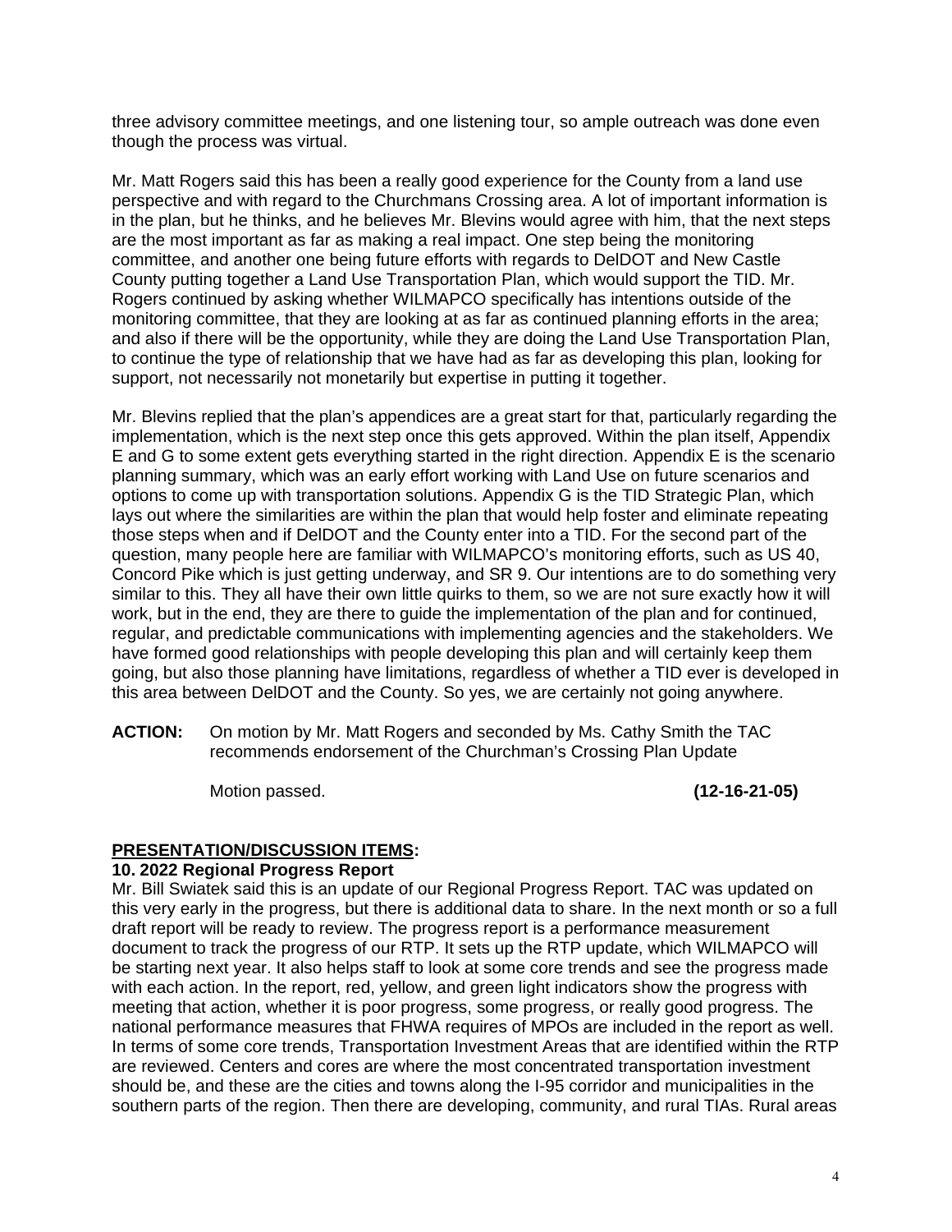three advisory committee meetings, and one listening tour, so ample outreach was done even though the process was virtual.

Mr. Matt Rogers said this has been a really good experience for the County from a land use perspective and with regard to the Churchmans Crossing area. A lot of important information is in the plan, but he thinks, and he believes Mr. Blevins would agree with him, that the next steps are the most important as far as making a real impact. One step being the monitoring committee, and another one being future efforts with regards to DelDOT and New Castle County putting together a Land Use Transportation Plan, which would support the TID. Mr. Rogers continued by asking whether WILMAPCO specifically has intentions outside of the monitoring committee, that they are looking at as far as continued planning efforts in the area; and also if there will be the opportunity, while they are doing the Land Use Transportation Plan, to continue the type of relationship that we have had as far as developing this plan, looking for support, not necessarily not monetarily but expertise in putting it together.

Mr. Blevins replied that the plan's appendices are a great start for that, particularly regarding the implementation, which is the next step once this gets approved. Within the plan itself, Appendix E and G to some extent gets everything started in the right direction. Appendix E is the scenario planning summary, which was an early effort working with Land Use on future scenarios and options to come up with transportation solutions. Appendix G is the TID Strategic Plan, which lays out where the similarities are within the plan that would help foster and eliminate repeating those steps when and if DelDOT and the County enter into a TID. For the second part of the question, many people here are familiar with WILMAPCO's monitoring efforts, such as US 40, Concord Pike which is just getting underway, and SR 9. Our intentions are to do something very similar to this. They all have their own little quirks to them, so we are not sure exactly how it will work, but in the end, they are there to guide the implementation of the plan and for continued, regular, and predictable communications with implementing agencies and the stakeholders. We have formed good relationships with people developing this plan and will certainly keep them going, but also those planning have limitations, regardless of whether a TID ever is developed in this area between DelDOT and the County. So yes, we are certainly not going anywhere.

**ACTION:** On motion by Mr. Matt Rogers and seconded by Ms. Cathy Smith the TAC recommends endorsement of the Churchman's Crossing Plan Update

Motion passed. **(12-16-21-05)**

**PRESENTATION/DISCUSSION ITEMS:**

**10. 2022 Regional Progress Report**

Mr. Bill Swiatek said this is an update of our Regional Progress Report. TAC was updated on this very early in the progress, but there is additional data to share. In the next month or so a full draft report will be ready to review. The progress report is a performance measurement document to track the progress of our RTP. It sets up the RTP update, which WILMAPCO will be starting next year. It also helps staff to look at some core trends and see the progress made with each action. In the report, red, yellow, and green light indicators show the progress with meeting that action, whether it is poor progress, some progress, or really good progress. The national performance measures that FHWA requires of MPOs are included in the report as well. In terms of some core trends, Transportation Investment Areas that are identified within the RTP are reviewed. Centers and cores are where the most concentrated transportation investment should be, and these are the cities and towns along the I-95 corridor and municipalities in the southern parts of the region. Then there are developing, community, and rural TIAs. Rural areas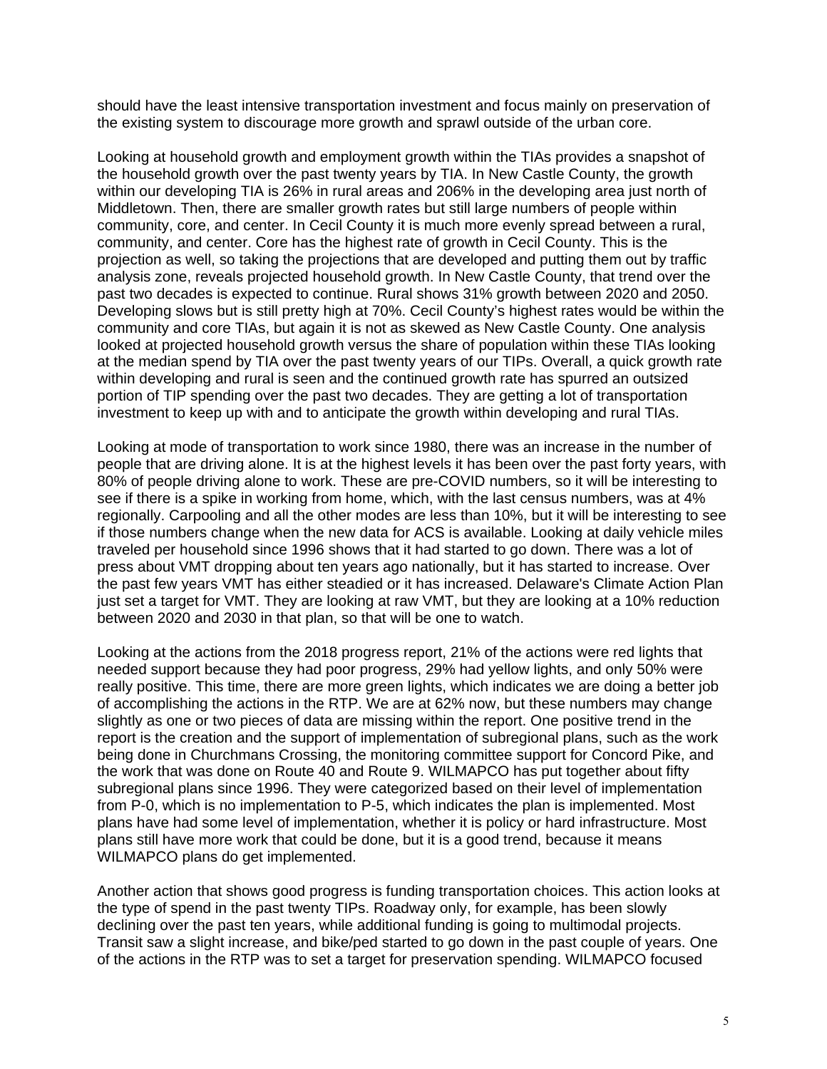should have the least intensive transportation investment and focus mainly on preservation of the existing system to discourage more growth and sprawl outside of the urban core.

Looking at household growth and employment growth within the TIAs provides a snapshot of the household growth over the past twenty years by TIA. In New Castle County, the growth within our developing TIA is 26% in rural areas and 206% in the developing area just north of Middletown. Then, there are smaller growth rates but still large numbers of people within community, core, and center. In Cecil County it is much more evenly spread between a rural, community, and center. Core has the highest rate of growth in Cecil County. This is the projection as well, so taking the projections that are developed and putting them out by traffic analysis zone, reveals projected household growth. In New Castle County, that trend over the past two decades is expected to continue. Rural shows 31% growth between 2020 and 2050. Developing slows but is still pretty high at 70%. Cecil County's highest rates would be within the community and core TIAs, but again it is not as skewed as New Castle County. One analysis looked at projected household growth versus the share of population within these TIAs looking at the median spend by TIA over the past twenty years of our TIPs. Overall, a quick growth rate within developing and rural is seen and the continued growth rate has spurred an outsized portion of TIP spending over the past two decades. They are getting a lot of transportation investment to keep up with and to anticipate the growth within developing and rural TIAs.

Looking at mode of transportation to work since 1980, there was an increase in the number of people that are driving alone. It is at the highest levels it has been over the past forty years, with 80% of people driving alone to work. These are pre-COVID numbers, so it will be interesting to see if there is a spike in working from home, which, with the last census numbers, was at 4% regionally. Carpooling and all the other modes are less than 10%, but it will be interesting to see if those numbers change when the new data for ACS is available. Looking at daily vehicle miles traveled per household since 1996 shows that it had started to go down. There was a lot of press about VMT dropping about ten years ago nationally, but it has started to increase. Over the past few years VMT has either steadied or it has increased. Delaware's Climate Action Plan just set a target for VMT. They are looking at raw VMT, but they are looking at a 10% reduction between 2020 and 2030 in that plan, so that will be one to watch.

Looking at the actions from the 2018 progress report, 21% of the actions were red lights that needed support because they had poor progress, 29% had yellow lights, and only 50% were really positive. This time, there are more green lights, which indicates we are doing a better job of accomplishing the actions in the RTP. We are at 62% now, but these numbers may change slightly as one or two pieces of data are missing within the report. One positive trend in the report is the creation and the support of implementation of subregional plans, such as the work being done in Churchmans Crossing, the monitoring committee support for Concord Pike, and the work that was done on Route 40 and Route 9. WILMAPCO has put together about fifty subregional plans since 1996. They were categorized based on their level of implementation from P-0, which is no implementation to P-5, which indicates the plan is implemented. Most plans have had some level of implementation, whether it is policy or hard infrastructure. Most plans still have more work that could be done, but it is a good trend, because it means WILMAPCO plans do get implemented.

Another action that shows good progress is funding transportation choices. This action looks at the type of spend in the past twenty TIPs. Roadway only, for example, has been slowly declining over the past ten years, while additional funding is going to multimodal projects. Transit saw a slight increase, and bike/ped started to go down in the past couple of years. One of the actions in the RTP was to set a target for preservation spending. WILMAPCO focused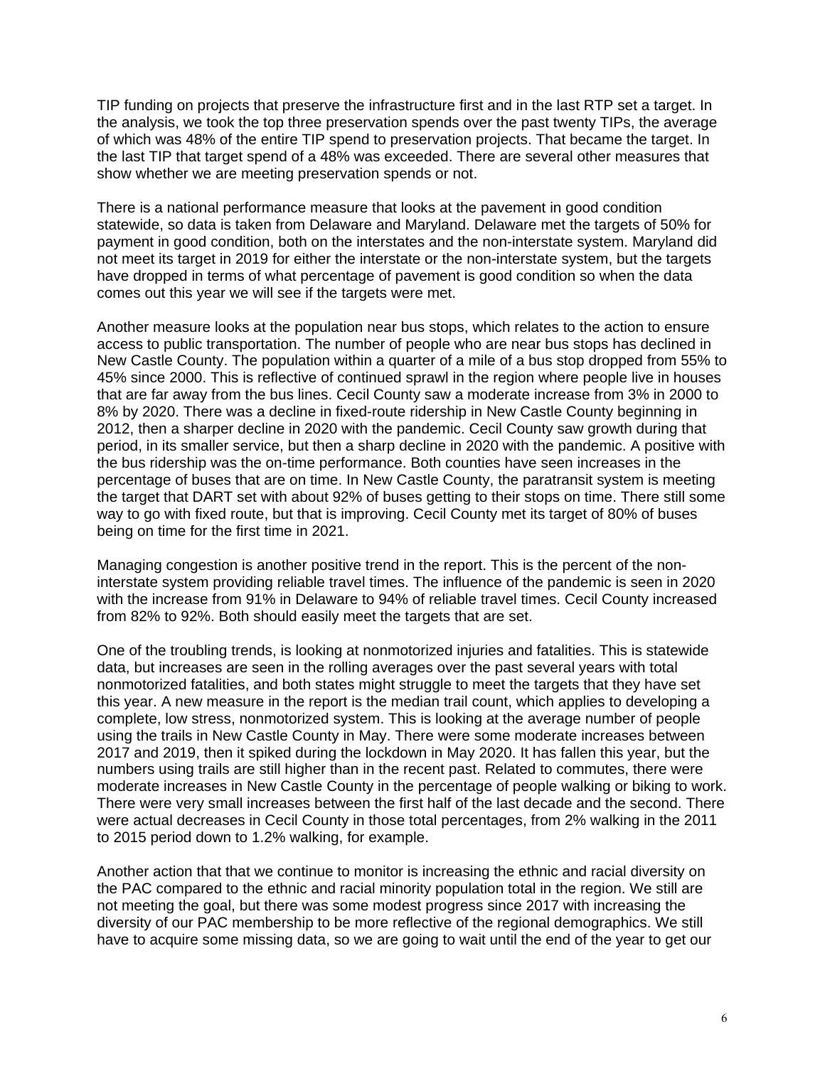TIP funding on projects that preserve the infrastructure first and in the last RTP set a target. In the analysis, we took the top three preservation spends over the past twenty TIPs, the average of which was 48% of the entire TIP spend to preservation projects. That became the target. In the last TIP that target spend of a 48% was exceeded. There are several other measures that show whether we are meeting preservation spends or not.

There is a national performance measure that looks at the pavement in good condition statewide, so data is taken from Delaware and Maryland. Delaware met the targets of 50% for payment in good condition, both on the interstates and the non-interstate system. Maryland did not meet its target in 2019 for either the interstate or the non-interstate system, but the targets have dropped in terms of what percentage of pavement is good condition so when the data comes out this year we will see if the targets were met.

Another measure looks at the population near bus stops, which relates to the action to ensure access to public transportation. The number of people who are near bus stops has declined in New Castle County. The population within a quarter of a mile of a bus stop dropped from 55% to 45% since 2000. This is reflective of continued sprawl in the region where people live in houses that are far away from the bus lines. Cecil County saw a moderate increase from 3% in 2000 to 8% by 2020. There was a decline in fixed-route ridership in New Castle County beginning in 2012, then a sharper decline in 2020 with the pandemic. Cecil County saw growth during that period, in its smaller service, but then a sharp decline in 2020 with the pandemic. A positive with the bus ridership was the on-time performance. Both counties have seen increases in the percentage of buses that are on time. In New Castle County, the paratransit system is meeting the target that DART set with about 92% of buses getting to their stops on time. There still some way to go with fixed route, but that is improving. Cecil County met its target of 80% of buses being on time for the first time in 2021.

Managing congestion is another positive trend in the report. This is the percent of the non-interstate system providing reliable travel times. The influence of the pandemic is seen in 2020 with the increase from 91% in Delaware to 94% of reliable travel times. Cecil County increased from 82% to 92%. Both should easily meet the targets that are set.

One of the troubling trends, is looking at nonmotorized injuries and fatalities. This is statewide data, but increases are seen in the rolling averages over the past several years with total nonmotorized fatalities, and both states might struggle to meet the targets that they have set this year. A new measure in the report is the median trail count, which applies to developing a complete, low stress, nonmotorized system. This is looking at the average number of people using the trails in New Castle County in May. There were some moderate increases between 2017 and 2019, then it spiked during the lockdown in May 2020. It has fallen this year, but the numbers using trails are still higher than in the recent past. Related to commutes, there were moderate increases in New Castle County in the percentage of people walking or biking to work. There were very small increases between the first half of the last decade and the second. There were actual decreases in Cecil County in those total percentages, from 2% walking in the 2011 to 2015 period down to 1.2% walking, for example.

Another action that that we continue to monitor is increasing the ethnic and racial diversity on the PAC compared to the ethnic and racial minority population total in the region. We still are not meeting the goal, but there was some modest progress since 2017 with increasing the diversity of our PAC membership to be more reflective of the regional demographics. We still have to acquire some missing data, so we are going to wait until the end of the year to get our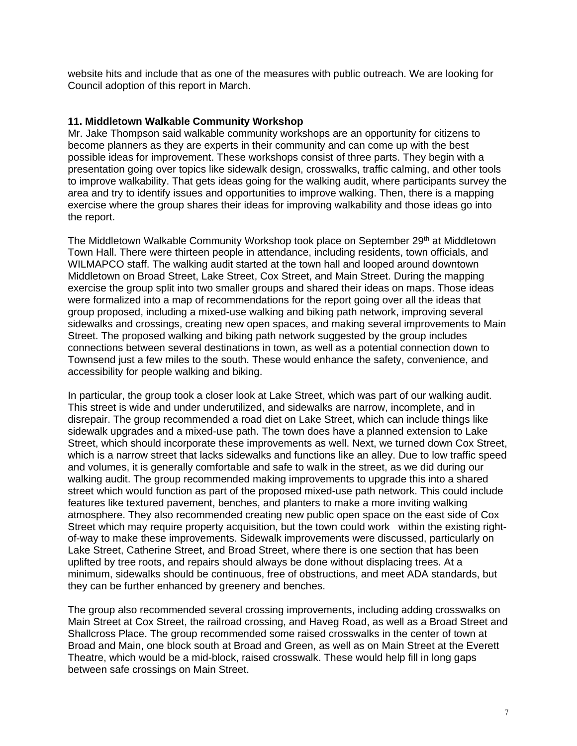website hits and include that as one of the measures with public outreach. We are looking for Council adoption of this report in March.

**11. Middletown Walkable Community Workshop**

Mr. Jake Thompson said walkable community workshops are an opportunity for citizens to become planners as they are experts in their community and can come up with the best possible ideas for improvement. These workshops consist of three parts. They begin with a presentation going over topics like sidewalk design, crosswalks, traffic calming, and other tools to improve walkability. That gets ideas going for the walking audit, where participants survey the area and try to identify issues and opportunities to improve walking. Then, there is a mapping exercise where the group shares their ideas for improving walkability and those ideas go into the report.

The Middletown Walkable Community Workshop took place on September 29th at Middletown Town Hall. There were thirteen people in attendance, including residents, town officials, and WILMAPCO staff. The walking audit started at the town hall and looped around downtown Middletown on Broad Street, Lake Street, Cox Street, and Main Street. During the mapping exercise the group split into two smaller groups and shared their ideas on maps. Those ideas were formalized into a map of recommendations for the report going over all the ideas that group proposed, including a mixed-use walking and biking path network, improving several sidewalks and crossings, creating new open spaces, and making several improvements to Main Street. The proposed walking and biking path network suggested by the group includes connections between several destinations in town, as well as a potential connection down to Townsend just a few miles to the south. These would enhance the safety, convenience, and accessibility for people walking and biking.

In particular, the group took a closer look at Lake Street, which was part of our walking audit. This street is wide and under underutilized, and sidewalks are narrow, incomplete, and in disrepair. The group recommended a road diet on Lake Street, which can include things like sidewalk upgrades and a mixed-use path. The town does have a planned extension to Lake Street, which should incorporate these improvements as well. Next, we turned down Cox Street, which is a narrow street that lacks sidewalks and functions like an alley. Due to low traffic speed and volumes, it is generally comfortable and safe to walk in the street, as we did during our walking audit. The group recommended making improvements to upgrade this into a shared street which would function as part of the proposed mixed-use path network. This could include features like textured pavement, benches, and planters to make a more inviting walking atmosphere. They also recommended creating new public open space on the east side of Cox Street which may require property acquisition, but the town could work within the existing right-of-way to make these improvements. Sidewalk improvements were discussed, particularly on Lake Street, Catherine Street, and Broad Street, where there is one section that has been uplifted by tree roots, and repairs should always be done without displacing trees. At a minimum, sidewalks should be continuous, free of obstructions, and meet ADA standards, but they can be further enhanced by greenery and benches.

The group also recommended several crossing improvements, including adding crosswalks on Main Street at Cox Street, the railroad crossing, and Haveg Road, as well as a Broad Street and Shallcross Place. The group recommended some raised crosswalks in the center of town at Broad and Main, one block south at Broad and Green, as well as on Main Street at the Everett Theatre, which would be a mid-block, raised crosswalk. These would help fill in long gaps between safe crossings on Main Street.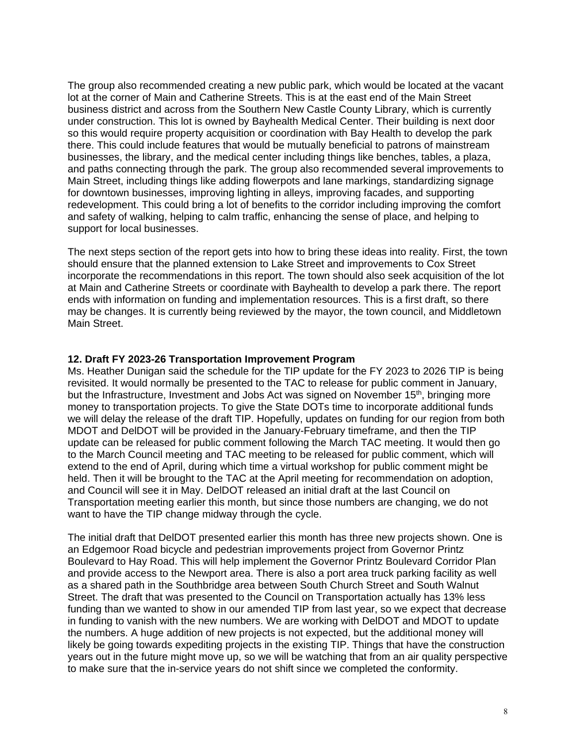The group also recommended creating a new public park, which would be located at the vacant lot at the corner of Main and Catherine Streets. This is at the east end of the Main Street business district and across from the Southern New Castle County Library, which is currently under construction. This lot is owned by Bayhealth Medical Center. Their building is next door so this would require property acquisition or coordination with Bay Health to develop the park there. This could include features that would be mutually beneficial to patrons of mainstream businesses, the library, and the medical center including things like benches, tables, a plaza, and paths connecting through the park. The group also recommended several improvements to Main Street, including things like adding flowerpots and lane markings, standardizing signage for downtown businesses, improving lighting in alleys, improving facades, and supporting redevelopment. This could bring a lot of benefits to the corridor including improving the comfort and safety of walking, helping to calm traffic, enhancing the sense of place, and helping to support for local businesses.

The next steps section of the report gets into how to bring these ideas into reality. First, the town should ensure that the planned extension to Lake Street and improvements to Cox Street incorporate the recommendations in this report. The town should also seek acquisition of the lot at Main and Catherine Streets or coordinate with Bayhealth to develop a park there. The report ends with information on funding and implementation resources. This is a first draft, so there may be changes. It is currently being reviewed by the mayor, the town council, and Middletown Main Street.

**12. Draft FY 2023-26 Transportation Improvement Program**

Ms. Heather Dunigan said the schedule for the TIP update for the FY 2023 to 2026 TIP is being revisited. It would normally be presented to the TAC to release for public comment in January, but the Infrastructure, Investment and Jobs Act was signed on November 15th, bringing more money to transportation projects. To give the State DOTs time to incorporate additional funds we will delay the release of the draft TIP. Hopefully, updates on funding for our region from both MDOT and DelDOT will be provided in the January-February timeframe, and then the TIP update can be released for public comment following the March TAC meeting. It would then go to the March Council meeting and TAC meeting to be released for public comment, which will extend to the end of April, during which time a virtual workshop for public comment might be held. Then it will be brought to the TAC at the April meeting for recommendation on adoption, and Council will see it in May. DelDOT released an initial draft at the last Council on Transportation meeting earlier this month, but since those numbers are changing, we do not want to have the TIP change midway through the cycle.

The initial draft that DelDOT presented earlier this month has three new projects shown. One is an Edgemoor Road bicycle and pedestrian improvements project from Governor Printz Boulevard to Hay Road. This will help implement the Governor Printz Boulevard Corridor Plan and provide access to the Newport area. There is also a port area truck parking facility as well as a shared path in the Southbridge area between South Church Street and South Walnut Street. The draft that was presented to the Council on Transportation actually has 13% less funding than we wanted to show in our amended TIP from last year, so we expect that decrease in funding to vanish with the new numbers. We are working with DelDOT and MDOT to update the numbers. A huge addition of new projects is not expected, but the additional money will likely be going towards expediting projects in the existing TIP. Things that have the construction years out in the future might move up, so we will be watching that from an air quality perspective to make sure that the in-service years do not shift since we completed the conformity.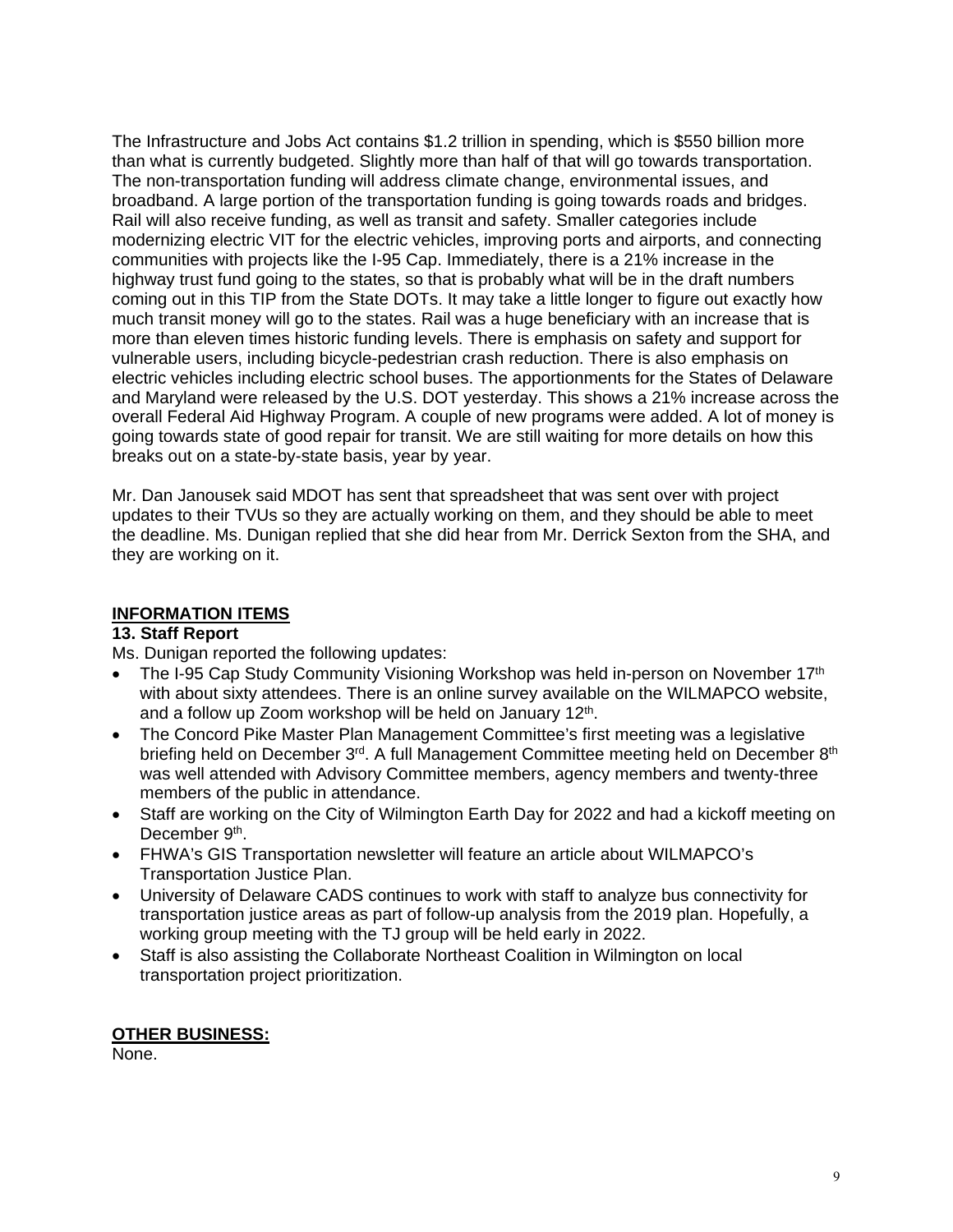The Infrastructure and Jobs Act contains $1.2 trillion in spending, which is $550 billion more than what is currently budgeted. Slightly more than half of that will go towards transportation. The non-transportation funding will address climate change, environmental issues, and broadband. A large portion of the transportation funding is going towards roads and bridges. Rail will also receive funding, as well as transit and safety. Smaller categories include modernizing electric VIT for the electric vehicles, improving ports and airports, and connecting communities with projects like the I-95 Cap. Immediately, there is a 21% increase in the highway trust fund going to the states, so that is probably what will be in the draft numbers coming out in this TIP from the State DOTs. It may take a little longer to figure out exactly how much transit money will go to the states. Rail was a huge beneficiary with an increase that is more than eleven times historic funding levels. There is emphasis on safety and support for vulnerable users, including bicycle-pedestrian crash reduction. There is also emphasis on electric vehicles including electric school buses. The apportionments for the States of Delaware and Maryland were released by the U.S. DOT yesterday. This shows a 21% increase across the overall Federal Aid Highway Program. A couple of new programs were added. A lot of money is going towards state of good repair for transit. We are still waiting for more details on how this breaks out on a state-by-state basis, year by year.

Mr. Dan Janousek said MDOT has sent that spreadsheet that was sent over with project updates to their TVUs so they are actually working on them, and they should be able to meet the deadline. Ms. Dunigan replied that she did hear from Mr. Derrick Sexton from the SHA, and they are working on it.

## INFORMATION ITEMS

### 13. Staff Report

Ms. Dunigan reported the following updates:

- The I-95 Cap Study Community Visioning Workshop was held in-person on November 17th with about sixty attendees. There is an online survey available on the WILMAPCO website, and a follow up Zoom workshop will be held on January 12th.
- The Concord Pike Master Plan Management Committee's first meeting was a legislative briefing held on December 3rd. A full Management Committee meeting held on December 8th was well attended with Advisory Committee members, agency members and twenty-three members of the public in attendance.
- Staff are working on the City of Wilmington Earth Day for 2022 and had a kickoff meeting on December 9th.
- FHWA's GIS Transportation newsletter will feature an article about WILMAPCO's Transportation Justice Plan.
- University of Delaware CADS continues to work with staff to analyze bus connectivity for transportation justice areas as part of follow-up analysis from the 2019 plan. Hopefully, a working group meeting with the TJ group will be held early in 2022.
- Staff is also assisting the Collaborate Northeast Coalition in Wilmington on local transportation project prioritization.

## OTHER BUSINESS:

None.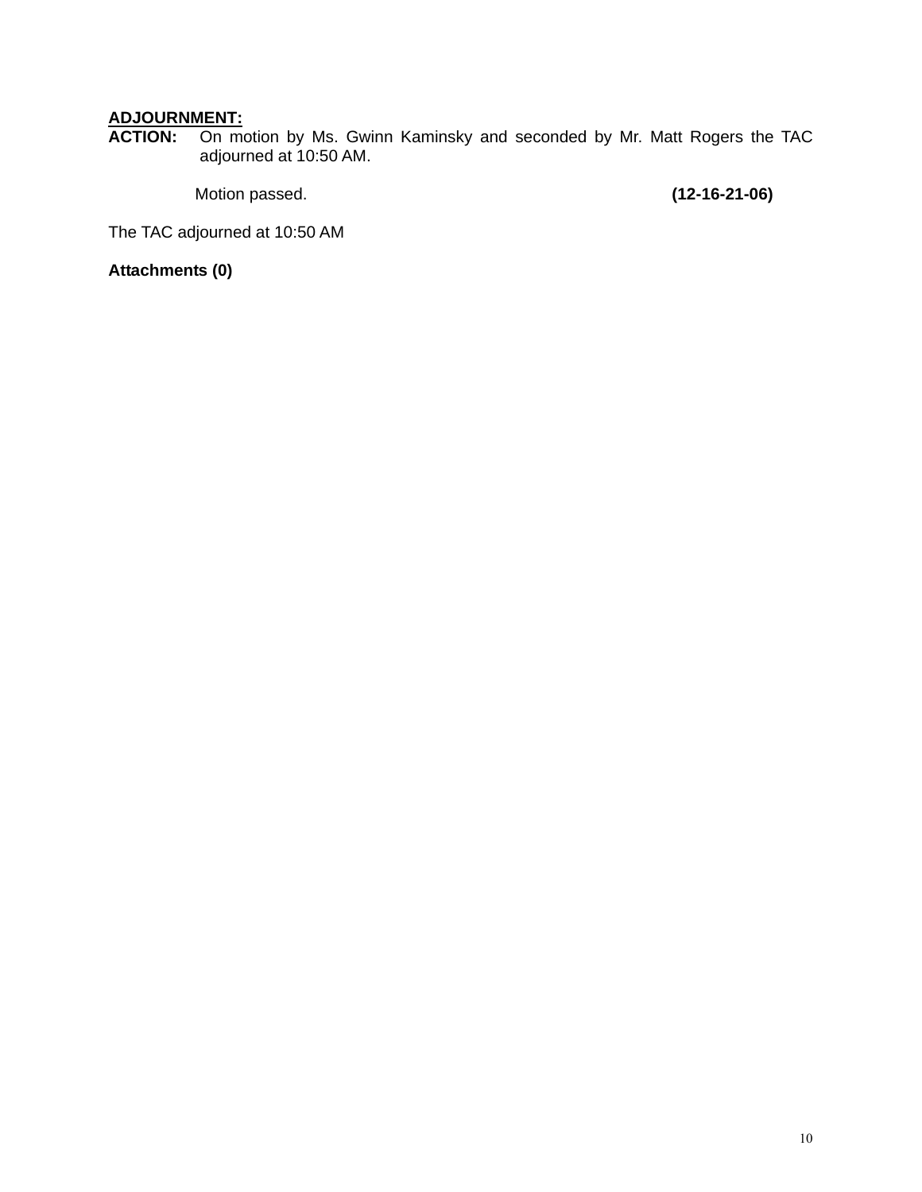**ADJOURNMENT:**

**ACTION:** On motion by Ms. Gwinn Kaminsky and seconded by Mr. Matt Rogers the TAC adjourned at 10:50 AM.

Motion passed. **(12-16-21-06)**

The TAC adjourned at 10:50 AM

**Attachments (0)**